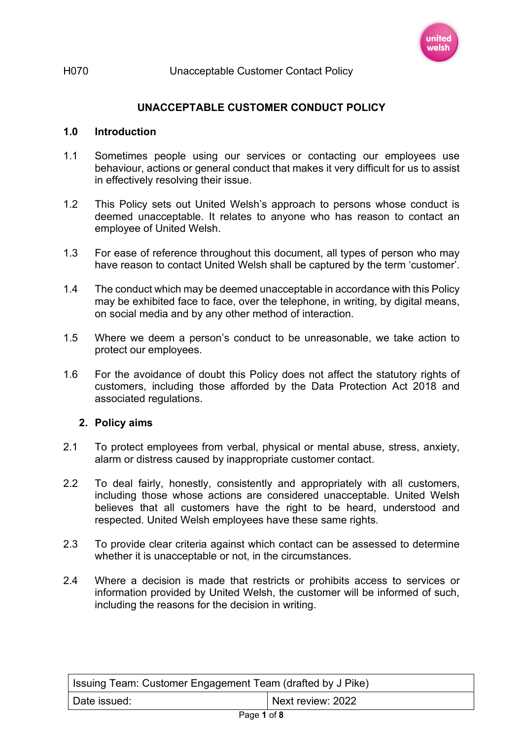H070 Unacceptable Customer Contact Policy

# UNACCEPTABLE CUSTOMER CONDUCT POLICY

## 1.0 Introduction

1.1 Sometimes people using our services or contacting our employees use behaviour, actions or general conduct that makes it very difficult for us to assist in effectively resolving their issue.

1.2 This Policy sets out United Welsh's approach to persons whose conduct is deemed unacceptable. It relates to anyone who has reason to contact an employee of United Welsh.

1.3 For ease of reference throughout this document, all types of person who may have reason to contact United Welsh shall be captured by the term 'customer'.

1.4 The conduct which may be deemed unacceptable in accordance with this Policy may be exhibited face to face, over the telephone, in writing, by digital means, on social media and by any other method of interaction.

1.5 Where we deem a person's conduct to be unreasonable, we take action to protect our employees.

1.6 For the avoidance of doubt this Policy does not affect the statutory rights of customers, including those afforded by the Data Protection Act 2018 and associated regulations.

## 2. Policy aims

2.1 To protect employees from verbal, physical or mental abuse, stress, anxiety, alarm or distress caused by inappropriate customer contact.

2.2 To deal fairly, honestly, consistently and appropriately with all customers, including those whose actions are considered unacceptable. United Welsh believes that all customers have the right to be heard, understood and respected. United Welsh employees have these same rights.

2.3 To provide clear criteria against which contact can be assessed to determine whether it is unacceptable or not, in the circumstances.

2.4 Where a decision is made that restricts or prohibits access to services or information provided by United Welsh, the customer will be informed of such, including the reasons for the decision in writing.

| Issuing Team: Customer Engagement Team (drafted by J Pike) | |
|---|---|
| Date issued: | Next review: 2022 |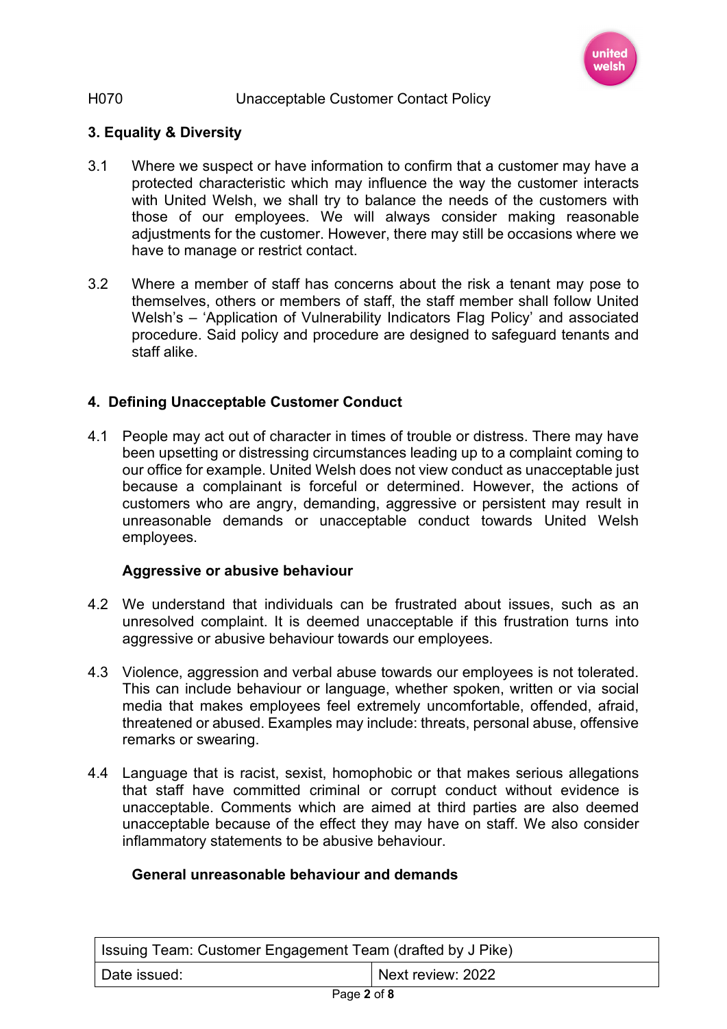## 3. Equality & Diversity

3.1 Where we suspect or have information to confirm that a customer may have a protected characteristic which may influence the way the customer interacts with United Welsh, we shall try to balance the needs of the customers with those of our employees. We will always consider making reasonable adjustments for the customer. However, there may still be occasions where we have to manage or restrict contact.

3.2 Where a member of staff has concerns about the risk a tenant may pose to themselves, others or members of staff, the staff member shall follow United Welsh's – 'Application of Vulnerability Indicators Flag Policy' and associated procedure. Said policy and procedure are designed to safeguard tenants and staff alike.

## 4. Defining Unacceptable Customer Conduct

4.1 People may act out of character in times of trouble or distress. There may have been upsetting or distressing circumstances leading up to a complaint coming to our office for example. United Welsh does not view conduct as unacceptable just because a complainant is forceful or determined. However, the actions of customers who are angry, demanding, aggressive or persistent may result in unreasonable demands or unacceptable conduct towards United Welsh employees.

### Aggressive or abusive behaviour

4.2 We understand that individuals can be frustrated about issues, such as an unresolved complaint. It is deemed unacceptable if this frustration turns into aggressive or abusive behaviour towards our employees.

4.3 Violence, aggression and verbal abuse towards our employees is not tolerated. This can include behaviour or language, whether spoken, written or via social media that makes employees feel extremely uncomfortable, offended, afraid, threatened or abused. Examples may include: threats, personal abuse, offensive remarks or swearing.

4.4 Language that is racist, sexist, homophobic or that makes serious allegations that staff have committed criminal or corrupt conduct without evidence is unacceptable. Comments which are aimed at third parties are also deemed unacceptable because of the effect they may have on staff. We also consider inflammatory statements to be abusive behaviour.

### General unreasonable behaviour and demands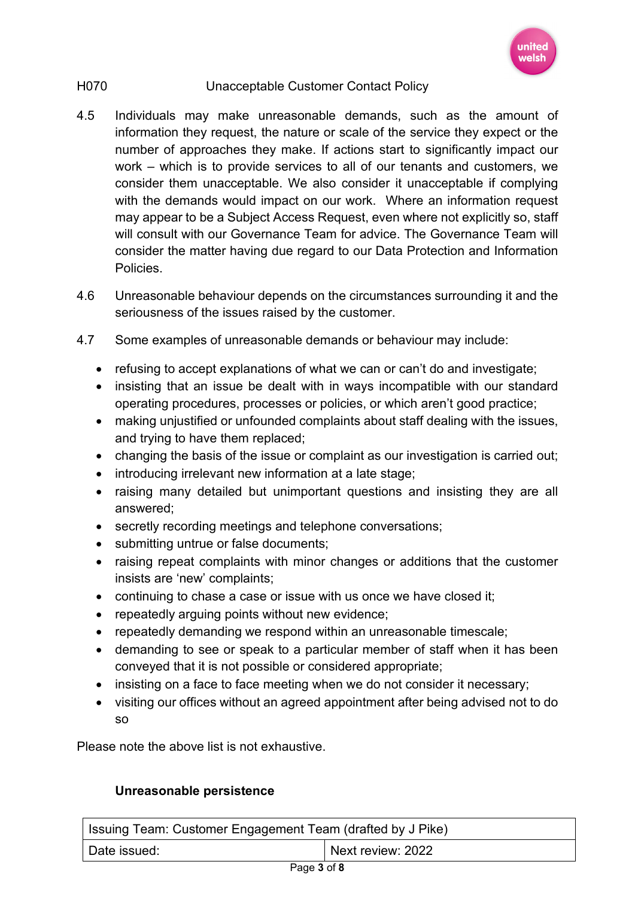4.5 Individuals may make unreasonable demands, such as the amount of information they request, the nature or scale of the service they expect or the number of approaches they make. If actions start to significantly impact our work – which is to provide services to all of our tenants and customers, we consider them unacceptable. We also consider it unacceptable if complying with the demands would impact on our work. Where an information request may appear to be a Subject Access Request, even where not explicitly so, staff will consult with our Governance Team for advice. The Governance Team will consider the matter having due regard to our Data Protection and Information Policies.

4.6 Unreasonable behaviour depends on the circumstances surrounding it and the seriousness of the issues raised by the customer.

4.7 Some examples of unreasonable demands or behaviour may include:

- refusing to accept explanations of what we can or can't do and investigate;
- insisting that an issue be dealt with in ways incompatible with our standard operating procedures, processes or policies, or which aren't good practice;
- making unjustified or unfounded complaints about staff dealing with the issues, and trying to have them replaced;
- changing the basis of the issue or complaint as our investigation is carried out;
- introducing irrelevant new information at a late stage;
- raising many detailed but unimportant questions and insisting they are all answered;
- secretly recording meetings and telephone conversations;
- submitting untrue or false documents;
- raising repeat complaints with minor changes or additions that the customer insists are 'new' complaints;
- continuing to chase a case or issue with us once we have closed it;
- repeatedly arguing points without new evidence;
- repeatedly demanding we respond within an unreasonable timescale;
- demanding to see or speak to a particular member of staff when it has been conveyed that it is not possible or considered appropriate;
- insisting on a face to face meeting when we do not consider it necessary;
- visiting our offices without an agreed appointment after being advised not to do so

Please note the above list is not exhaustive.

**Unreasonable persistence**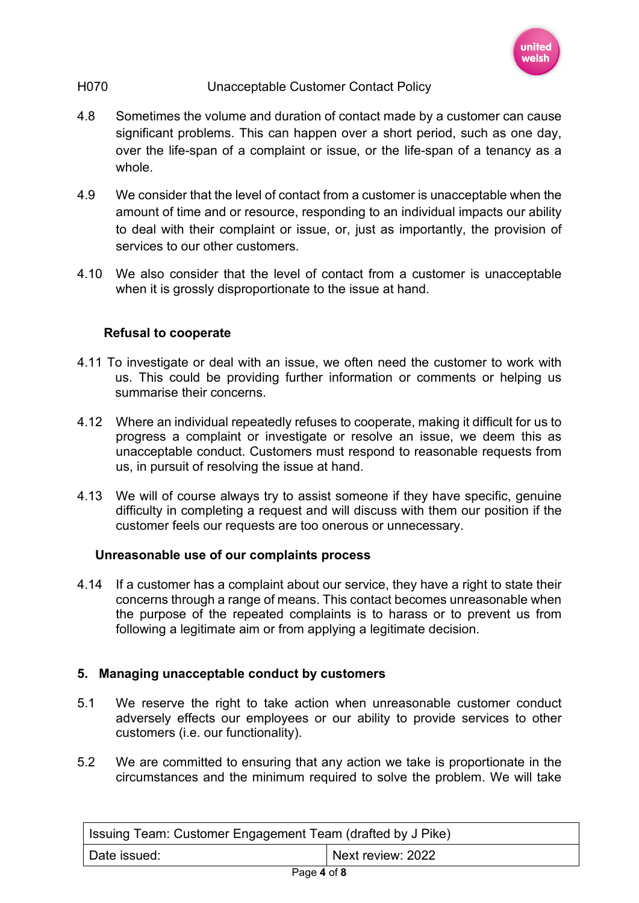4.8 Sometimes the volume and duration of contact made by a customer can cause significant problems. This can happen over a short period, such as one day, over the life-span of a complaint or issue, or the life-span of a tenancy as a whole.

4.9 We consider that the level of contact from a customer is unacceptable when the amount of time and or resource, responding to an individual impacts our ability to deal with their complaint or issue, or, just as importantly, the provision of services to our other customers.

4.10 We also consider that the level of contact from a customer is unacceptable when it is grossly disproportionate to the issue at hand.

**Refusal to cooperate**

4.11 To investigate or deal with an issue, we often need the customer to work with us. This could be providing further information or comments or helping us summarise their concerns.

4.12 Where an individual repeatedly refuses to cooperate, making it difficult for us to progress a complaint or investigate or resolve an issue, we deem this as unacceptable conduct. Customers must respond to reasonable requests from us, in pursuit of resolving the issue at hand.

4.13 We will of course always try to assist someone if they have specific, genuine difficulty in completing a request and will discuss with them our position if the customer feels our requests are too onerous or unnecessary.

**Unreasonable use of our complaints process**

4.14 If a customer has a complaint about our service, they have a right to state their concerns through a range of means. This contact becomes unreasonable when the purpose of the repeated complaints is to harass or to prevent us from following a legitimate aim or from applying a legitimate decision.

## 5. Managing unacceptable conduct by customers

5.1 We reserve the right to take action when unreasonable customer conduct adversely effects our employees or our ability to provide services to other customers (i.e. our functionality).

5.2 We are committed to ensuring that any action we take is proportionate in the circumstances and the minimum required to solve the problem. We will take

| Issuing Team: Customer Engagement Team (drafted by J Pike) | |
| --- | --- |
| Date issued: | Next review: 2022 |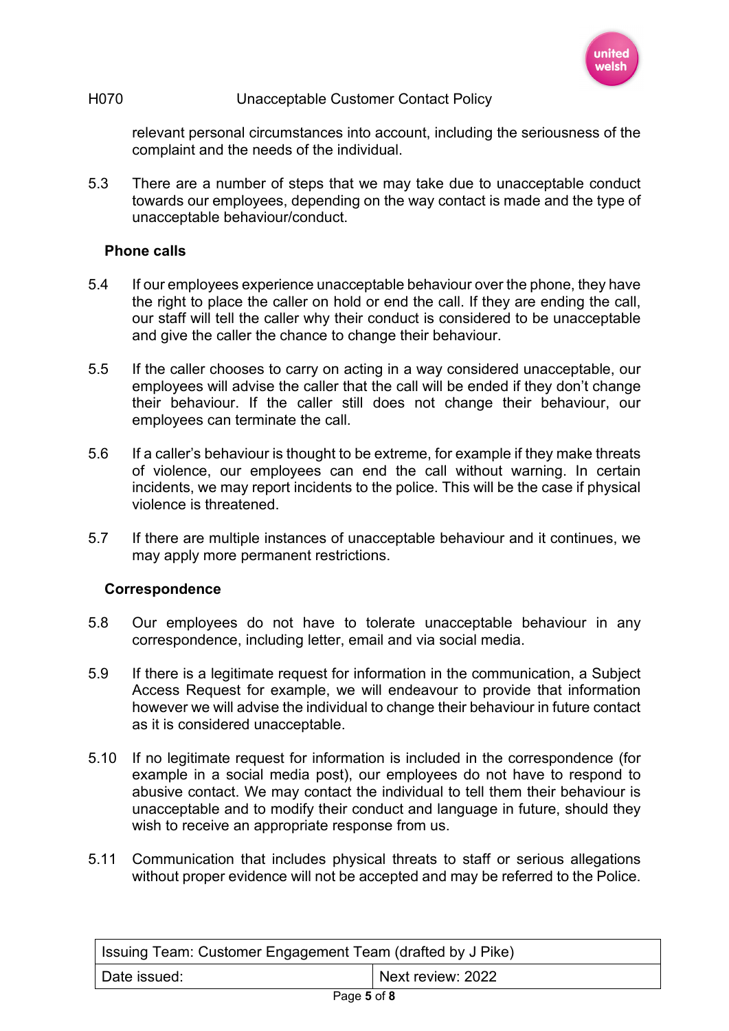relevant personal circumstances into account, including the seriousness of the complaint and the needs of the individual.

5.3 There are a number of steps that we may take due to unacceptable conduct towards our employees, depending on the way contact is made and the type of unacceptable behaviour/conduct.

**Phone calls**

5.4 If our employees experience unacceptable behaviour over the phone, they have the right to place the caller on hold or end the call. If they are ending the call, our staff will tell the caller why their conduct is considered to be unacceptable and give the caller the chance to change their behaviour.

5.5 If the caller chooses to carry on acting in a way considered unacceptable, our employees will advise the caller that the call will be ended if they don't change their behaviour. If the caller still does not change their behaviour, our employees can terminate the call.

5.6 If a caller's behaviour is thought to be extreme, for example if they make threats of violence, our employees can end the call without warning. In certain incidents, we may report incidents to the police. This will be the case if physical violence is threatened.

5.7 If there are multiple instances of unacceptable behaviour and it continues, we may apply more permanent restrictions.

**Correspondence**

5.8 Our employees do not have to tolerate unacceptable behaviour in any correspondence, including letter, email and via social media.

5.9 If there is a legitimate request for information in the communication, a Subject Access Request for example, we will endeavour to provide that information however we will advise the individual to change their behaviour in future contact as it is considered unacceptable.

5.10 If no legitimate request for information is included in the correspondence (for example in a social media post), our employees do not have to respond to abusive contact. We may contact the individual to tell them their behaviour is unacceptable and to modify their conduct and language in future, should they wish to receive an appropriate response from us.

5.11 Communication that includes physical threats to staff or serious allegations without proper evidence will not be accepted and may be referred to the Police.

| Issuing Team: Customer Engagement Team (drafted by J Pike) | |
|---|---|
| Date issued: | Next review: 2022 |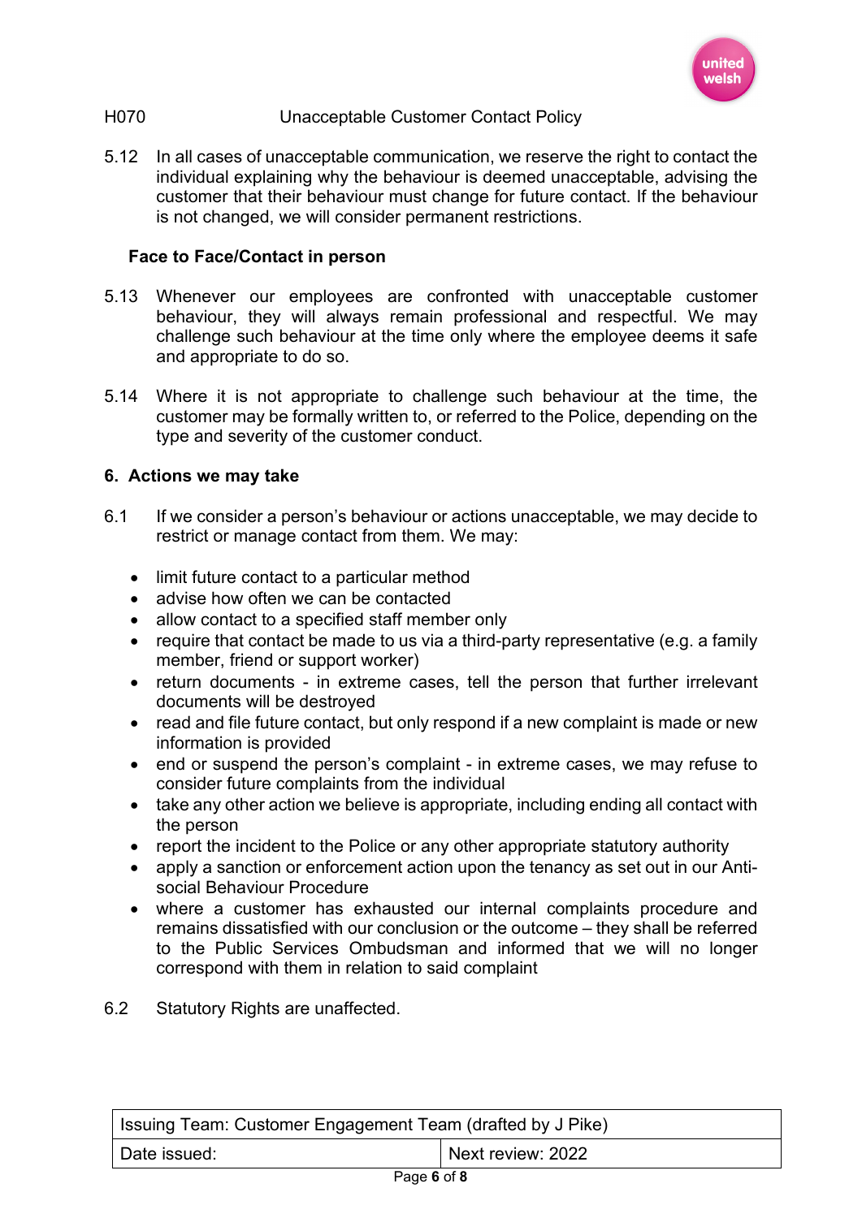5.12 In all cases of unacceptable communication, we reserve the right to contact the individual explaining why the behaviour is deemed unacceptable, advising the customer that their behaviour must change for future contact. If the behaviour is not changed, we will consider permanent restrictions.

**Face to Face/Contact in person**

5.13 Whenever our employees are confronted with unacceptable customer behaviour, they will always remain professional and respectful. We may challenge such behaviour at the time only where the employee deems it safe and appropriate to do so.

5.14 Where it is not appropriate to challenge such behaviour at the time, the customer may be formally written to, or referred to the Police, depending on the type and severity of the customer conduct.

## 6. Actions we may take

6.1 If we consider a person's behaviour or actions unacceptable, we may decide to restrict or manage contact from them. We may:

- limit future contact to a particular method
- advise how often we can be contacted
- allow contact to a specified staff member only
- require that contact be made to us via a third-party representative (e.g. a family member, friend or support worker)
- return documents - in extreme cases, tell the person that further irrelevant documents will be destroyed
- read and file future contact, but only respond if a new complaint is made or new information is provided
- end or suspend the person's complaint - in extreme cases, we may refuse to consider future complaints from the individual
- take any other action we believe is appropriate, including ending all contact with the person
- report the incident to the Police or any other appropriate statutory authority
- apply a sanction or enforcement action upon the tenancy as set out in our Anti-social Behaviour Procedure
- where a customer has exhausted our internal complaints procedure and remains dissatisfied with our conclusion or the outcome – they shall be referred to the Public Services Ombudsman and informed that we will no longer correspond with them in relation to said complaint

6.2 Statutory Rights are unaffected.

| Issuing Team: Customer Engagement Team (drafted by J Pike) | |
| --- | --- |
| Date issued: | Next review: 2022 |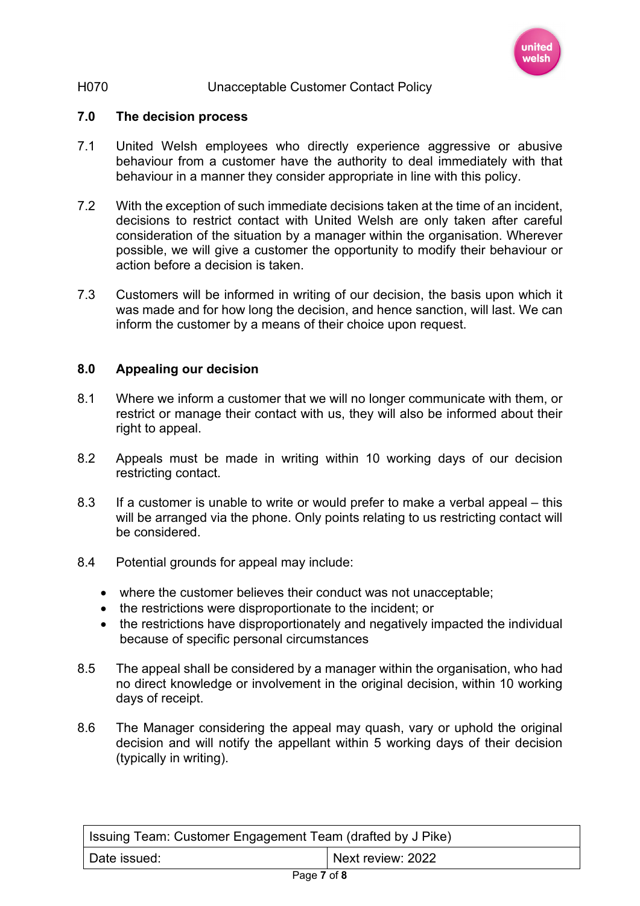## 7.0 The decision process

7.1 United Welsh employees who directly experience aggressive or abusive behaviour from a customer have the authority to deal immediately with that behaviour in a manner they consider appropriate in line with this policy.

7.2 With the exception of such immediate decisions taken at the time of an incident, decisions to restrict contact with United Welsh are only taken after careful consideration of the situation by a manager within the organisation. Wherever possible, we will give a customer the opportunity to modify their behaviour or action before a decision is taken.

7.3 Customers will be informed in writing of our decision, the basis upon which it was made and for how long the decision, and hence sanction, will last. We can inform the customer by a means of their choice upon request.

## 8.0 Appealing our decision

8.1 Where we inform a customer that we will no longer communicate with them, or restrict or manage their contact with us, they will also be informed about their right to appeal.

8.2 Appeals must be made in writing within 10 working days of our decision restricting contact.

8.3 If a customer is unable to write or would prefer to make a verbal appeal – this will be arranged via the phone. Only points relating to us restricting contact will be considered.

8.4 Potential grounds for appeal may include:

- where the customer believes their conduct was not unacceptable;
- the restrictions were disproportionate to the incident; or
- the restrictions have disproportionately and negatively impacted the individual because of specific personal circumstances

8.5 The appeal shall be considered by a manager within the organisation, who had no direct knowledge or involvement in the original decision, within 10 working days of receipt.

8.6 The Manager considering the appeal may quash, vary or uphold the original decision and will notify the appellant within 5 working days of their decision (typically in writing).

| Issuing Team: Customer Engagement Team (drafted by J Pike) | |
|---|---|
| Date issued: | Next review: 2022 |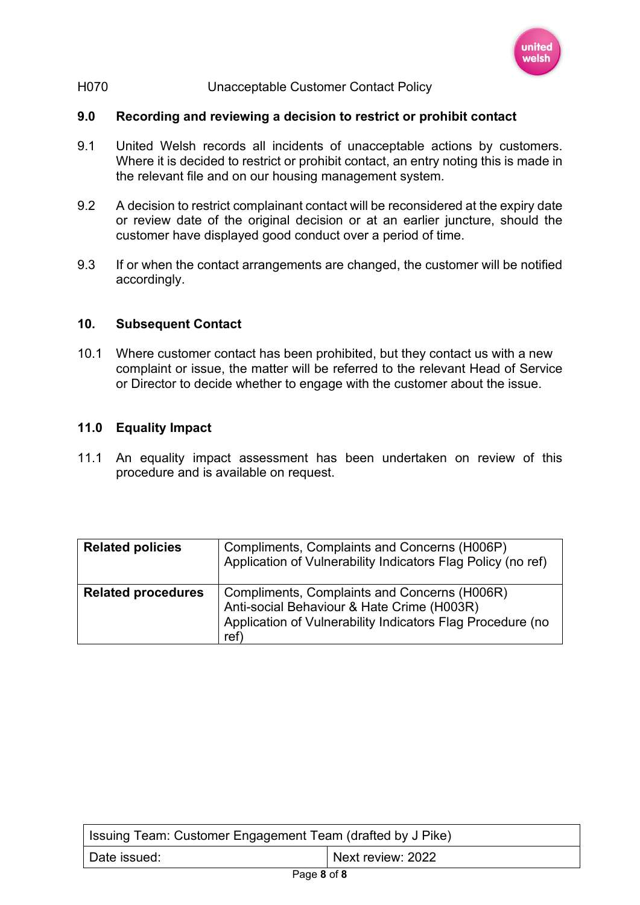## 9.0 Recording and reviewing a decision to restrict or prohibit contact

9.1 United Welsh records all incidents of unacceptable actions by customers. Where it is decided to restrict or prohibit contact, an entry noting this is made in the relevant file and on our housing management system.

9.2 A decision to restrict complainant contact will be reconsidered at the expiry date or review date of the original decision or at an earlier juncture, should the customer have displayed good conduct over a period of time.

9.3 If or when the contact arrangements are changed, the customer will be notified accordingly.

## 10. Subsequent Contact

10.1 Where customer contact has been prohibited, but they contact us with a new complaint or issue, the matter will be referred to the relevant Head of Service or Director to decide whether to engage with the customer about the issue.

## 11.0 Equality Impact

11.1 An equality impact assessment has been undertaken on review of this procedure and is available on request.

| | |
|---|---|
| **Related policies** | Compliments, Complaints and Concerns (H006P)<br>Application of Vulnerability Indicators Flag Policy (no ref) |
| **Related procedures** | Compliments, Complaints and Concerns (H006R)<br>Anti-social Behaviour & Hate Crime (H003R)<br>Application of Vulnerability Indicators Flag Procedure (no ref) |

| | |
|---|---|
| Issuing Team: Customer Engagement Team (drafted by J Pike) | |
| Date issued: | Next review: 2022 |